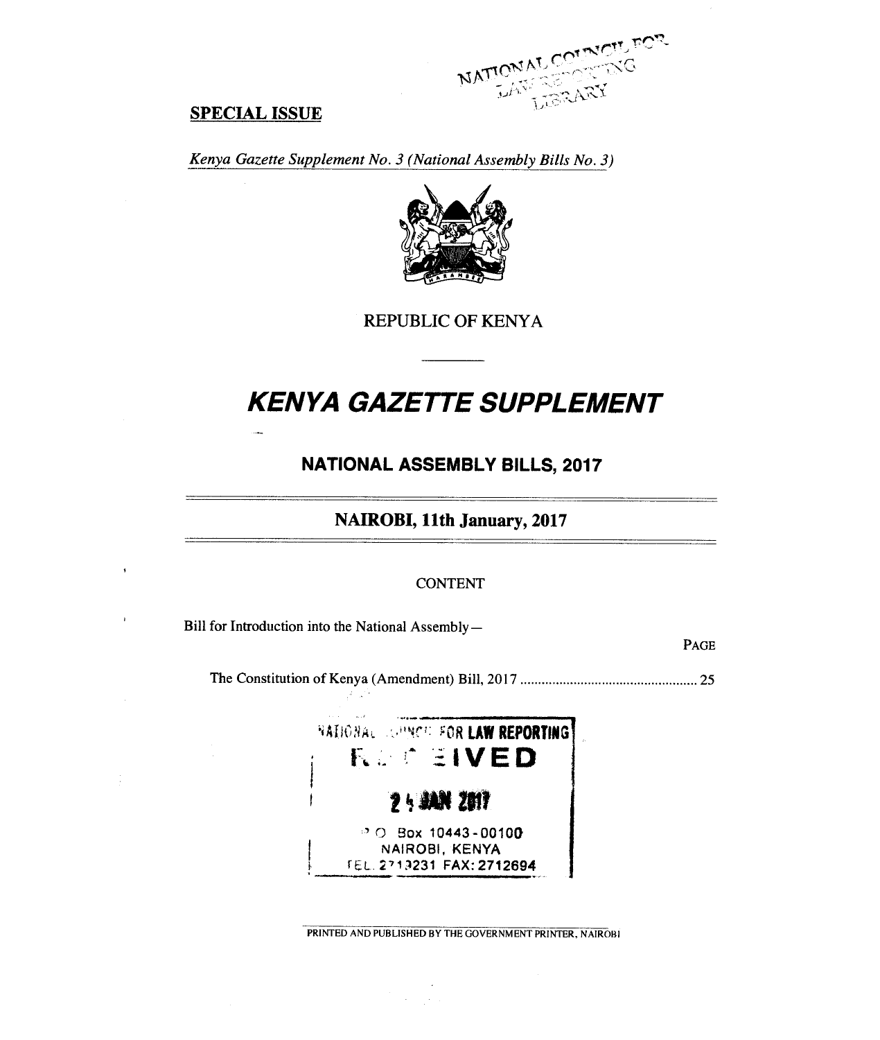**SPECIAL ISSUE**

*Kenya Gazette Supplement No. 3 (National Assembly Bills No. 3)*

REPUBLIC OF KENYA

# *KENYA GAZETTE SUPPLEMENT*

## NATIONAL ASSEMBLY BILLS, 2017

### NAIROBI, 11th January, 2017

CONTENT

Bill for Introduction into the National Assembly—

PAGE

The Constitution of Kenya (Amendment) Bill, 2017 .................................................. 25

NATIONAL COUNCIL FOR LAW REPORTING
RECEIVED
24 JAN 2017
P.O. Box 10443-00100
NAIROBI, KENYA
TEL. 2713231 FAX: 2712694

PRINTED AND PUBLISHED BY THE GOVERNMENT PRINTER, NAIROBI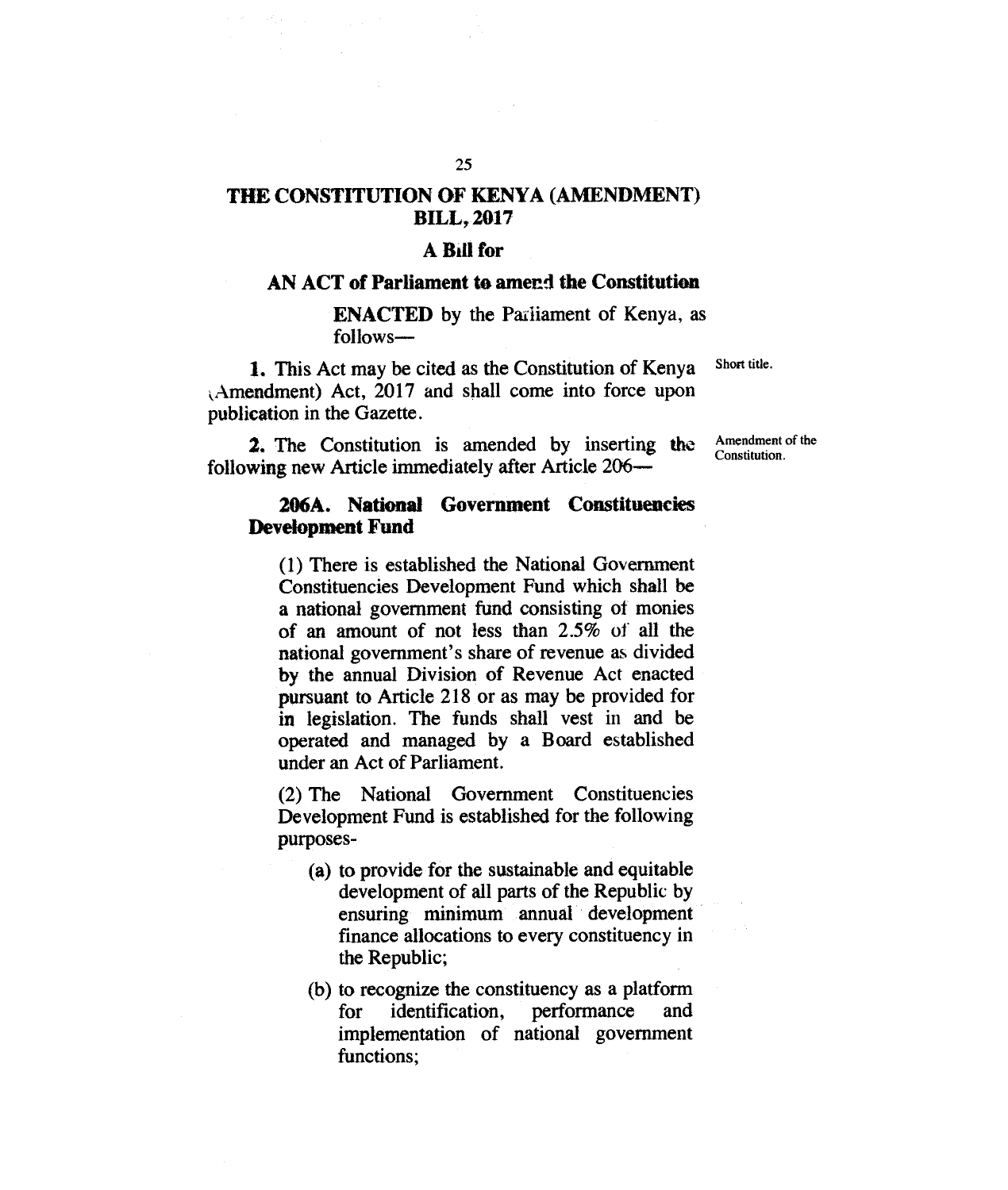# THE CONSTITUTION OF KENYA (AMENDMENT) BILL, 2017

## A Bill for

## AN ACT of Parliament to amend the Constitution

**ENACTED** by the Parliament of Kenya, as follows—

Short title.

**1.** This Act may be cited as the Constitution of Kenya (Amendment) Act, 2017 and shall come into force upon publication in the Gazette.

Amendment of the Constitution.

**2.** The Constitution is amended by inserting the following new Article immediately after Article 206—

**206A. National Government Constituencies Development Fund**

(1) There is established the National Government Constituencies Development Fund which shall be a national government fund consisting of monies of an amount of not less than 2.5% of all the national government's share of revenue as divided by the annual Division of Revenue Act enacted pursuant to Article 218 or as may be provided for in legislation. The funds shall vest in and be operated and managed by a Board established under an Act of Parliament.

(2) The National Government Constituencies Development Fund is established for the following purposes-

(a) to provide for the sustainable and equitable development of all parts of the Republic by ensuring minimum annual development finance allocations to every constituency in the Republic;

(b) to recognize the constituency as a platform for identification, performance and implementation of national government functions;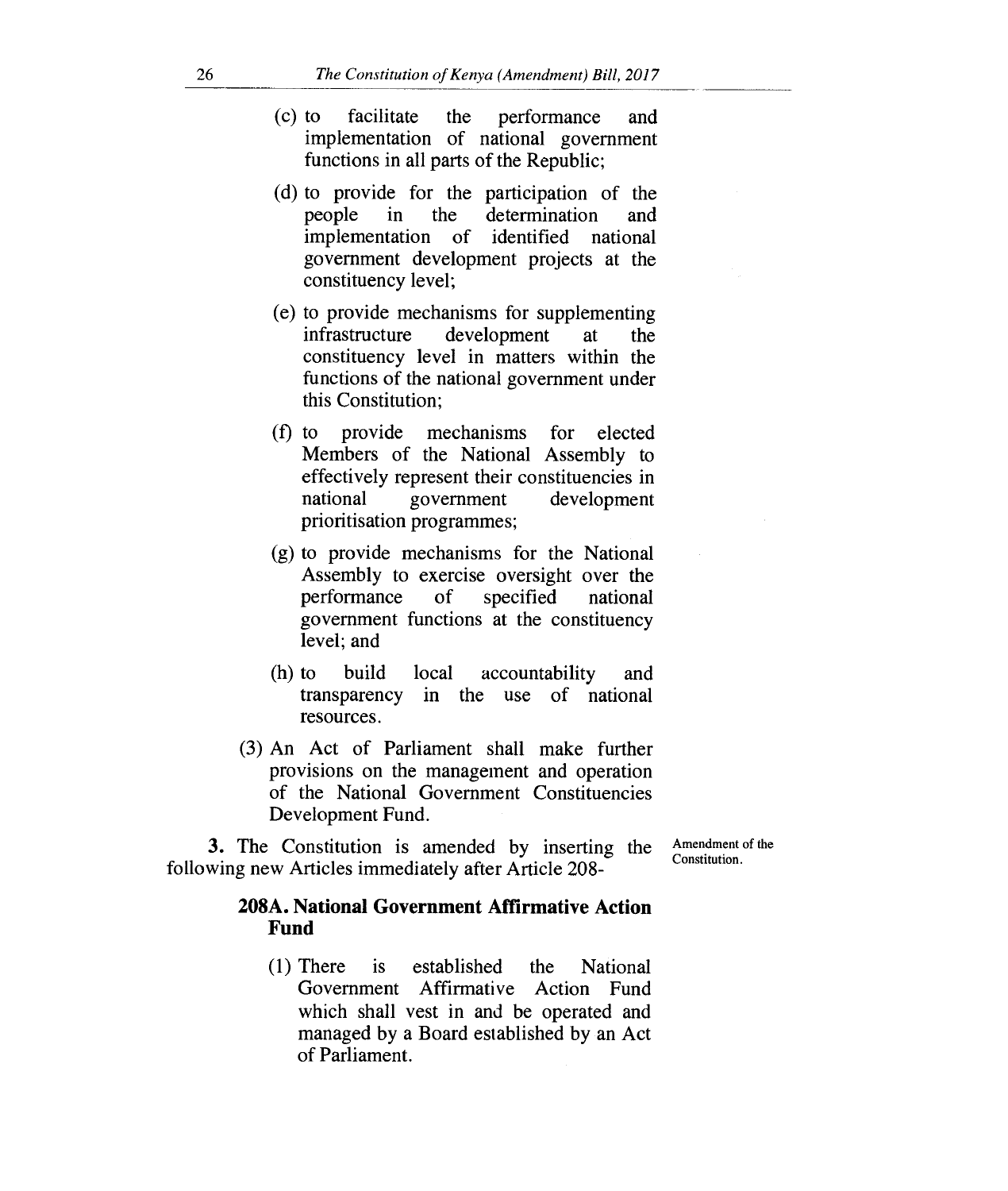(c) to facilitate the performance and implementation of national government functions in all parts of the Republic;

(d) to provide for the participation of the people in the determination and implementation of identified national government development projects at the constituency level;

(e) to provide mechanisms for supplementing infrastructure development at the constituency level in matters within the functions of the national government under this Constitution;

(f) to provide mechanisms for elected Members of the National Assembly to effectively represent their constituencies in national government development prioritisation programmes;

(g) to provide mechanisms for the National Assembly to exercise oversight over the performance of specified national government functions at the constituency level; and

(h) to build local accountability and transparency in the use of national resources.

(3) An Act of Parliament shall make further provisions on the management and operation of the National Government Constituencies Development Fund.

Amendment of the Constitution.

**3.** The Constitution is amended by inserting the following new Articles immediately after Article 208-

**208A. National Government Affirmative Action Fund**

(1) There is established the National Government Affirmative Action Fund which shall vest in and be operated and managed by a Board established by an Act of Parliament.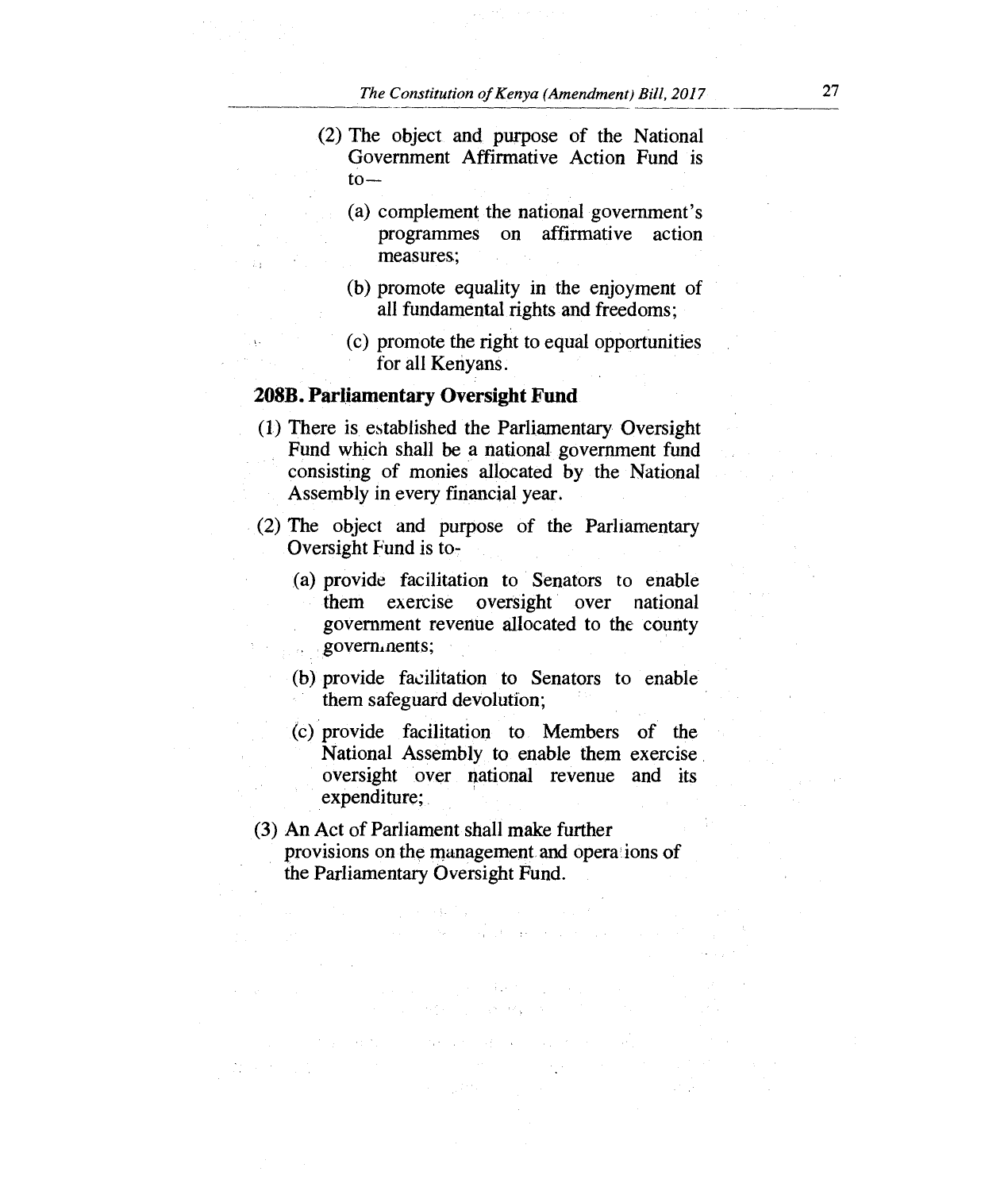(2) The object and purpose of the National Government Affirmative Action Fund is to—

(a) complement the national government's programmes on affirmative action measures;

(b) promote equality in the enjoyment of all fundamental rights and freedoms;

(c) promote the right to equal opportunities for all Kenyans.

**208B. Parliamentary Oversight Fund**

(1) There is established the Parliamentary Oversight Fund which shall be a national government fund consisting of monies allocated by the National Assembly in every financial year.

(2) The object and purpose of the Parliamentary Oversight Fund is to-

(a) provide facilitation to Senators to enable them exercise oversight over national government revenue allocated to the county governments;

(b) provide facilitation to Senators to enable them safeguard devolution;

(c) provide facilitation to Members of the National Assembly to enable them exercise oversight over national revenue and its expenditure;

(3) An Act of Parliament shall make further provisions on the management and operations of the Parliamentary Oversight Fund.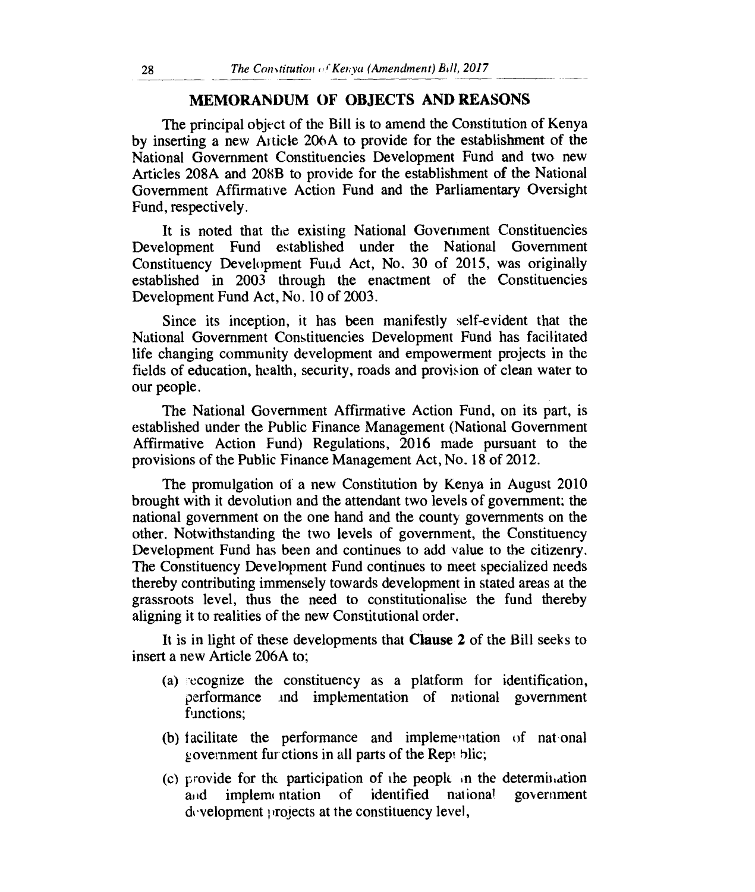## MEMORANDUM OF OBJECTS AND REASONS

The principal object of the Bill is to amend the Constitution of Kenya by inserting a new Article 206A to provide for the establishment of the National Government Constituencies Development Fund and two new Articles 208A and 208B to provide for the establishment of the National Government Affirmative Action Fund and the Parliamentary Oversight Fund, respectively.

It is noted that the existing National Government Constituencies Development Fund established under the National Government Constituency Development Fund Act, No. 30 of 2015, was originally established in 2003 through the enactment of the Constituencies Development Fund Act, No. 10 of 2003.

Since its inception, it has been manifestly self-evident that the National Government Constituencies Development Fund has facilitated life changing community development and empowerment projects in the fields of education, health, security, roads and provision of clean water to our people.

The National Government Affirmative Action Fund, on its part, is established under the Public Finance Management (National Government Affirmative Action Fund) Regulations, 2016 made pursuant to the provisions of the Public Finance Management Act, No. 18 of 2012.

The promulgation of a new Constitution by Kenya in August 2010 brought with it devolution and the attendant two levels of government; the national government on the one hand and the county governments on the other. Notwithstanding the two levels of government, the Constituency Development Fund has been and continues to add value to the citizenry. The Constituency Development Fund continues to meet specialized needs thereby contributing immensely towards development in stated areas at the grassroots level, thus the need to constitutionalise the fund thereby aligning it to realities of the new Constitutional order.

It is in light of these developments that **Clause 2** of the Bill seeks to insert a new Article 206A to;

(a) recognize the constituency as a platform for identification, performance and implementation of national government functions;

(b) facilitate the performance and implementation of national government functions in all parts of the Republic;

(c) provide for the participation of the people in the determination and implementation of identified national government development projects at the constituency level,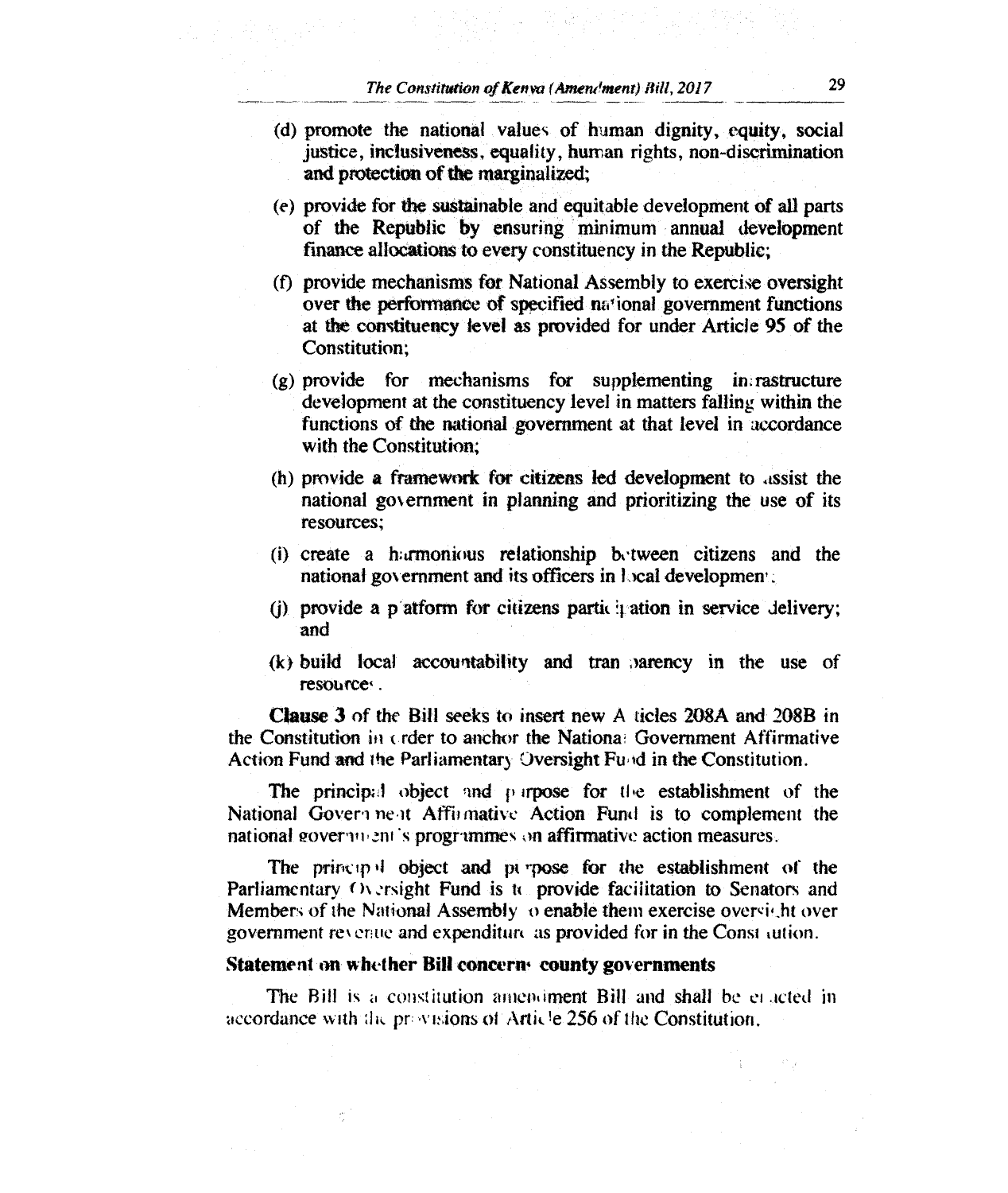(d) promote the national values of human dignity, equity, social justice, inclusiveness, equality, human rights, non-discrimination and protection of the marginalized;

(e) provide for the sustainable and equitable development of all parts of the Republic by ensuring minimum annual development finance allocations to every constituency in the Republic;

(f) provide mechanisms for National Assembly to exercise oversight over the performance of specified national government functions at the constituency level as provided for under Article 95 of the Constitution;

(g) provide for mechanisms for supplementing infrastructure development at the constituency level in matters falling within the functions of the national government at that level in accordance with the Constitution;

(h) provide a framework for citizens led development to assist the national government in planning and prioritizing the use of its resources;

(i) create a harmonious relationship between citizens and the national government and its officers in local development;

(j) provide a platform for citizens participation in service delivery; and

(k) build local accountability and transparency in the use of resources.

**Clause 3** of the Bill seeks to insert new Articles 208A and 208B in the Constitution in order to anchor the National Government Affirmative Action Fund and the Parliamentary Oversight Fund in the Constitution.

The principal object and purpose for the establishment of the National Government Affirmative Action Fund is to complement the national government's programmes on affirmative action measures.

The principal object and purpose for the establishment of the Parliamentary Oversight Fund is to provide facilitation to Senators and Members of the National Assembly to enable them exercise oversight over government revenue and expenditure as provided for in the Constitution.

**Statement on whether Bill concerns county governments**

The Bill is a constitution amendment Bill and shall be enacted in accordance with the provisions of Article 256 of the Constitution.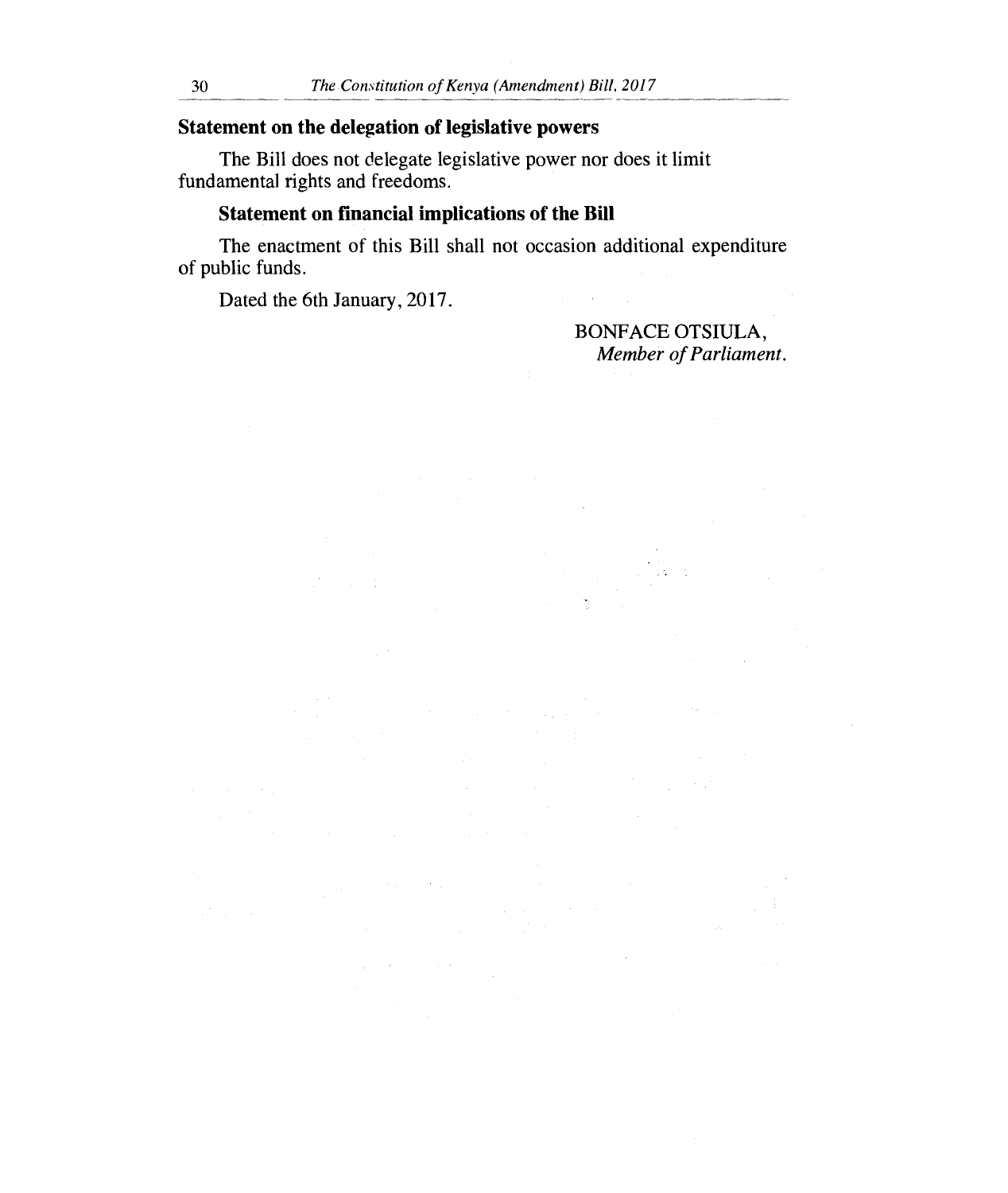### Statement on the delegation of legislative powers

The Bill does not delegate legislative power nor does it limit fundamental rights and freedoms.

### Statement on financial implications of the Bill

The enactment of this Bill shall not occasion additional expenditure of public funds.

Dated the 6th January, 2017.

BONFACE OTSIULA,
*Member of Parliament.*